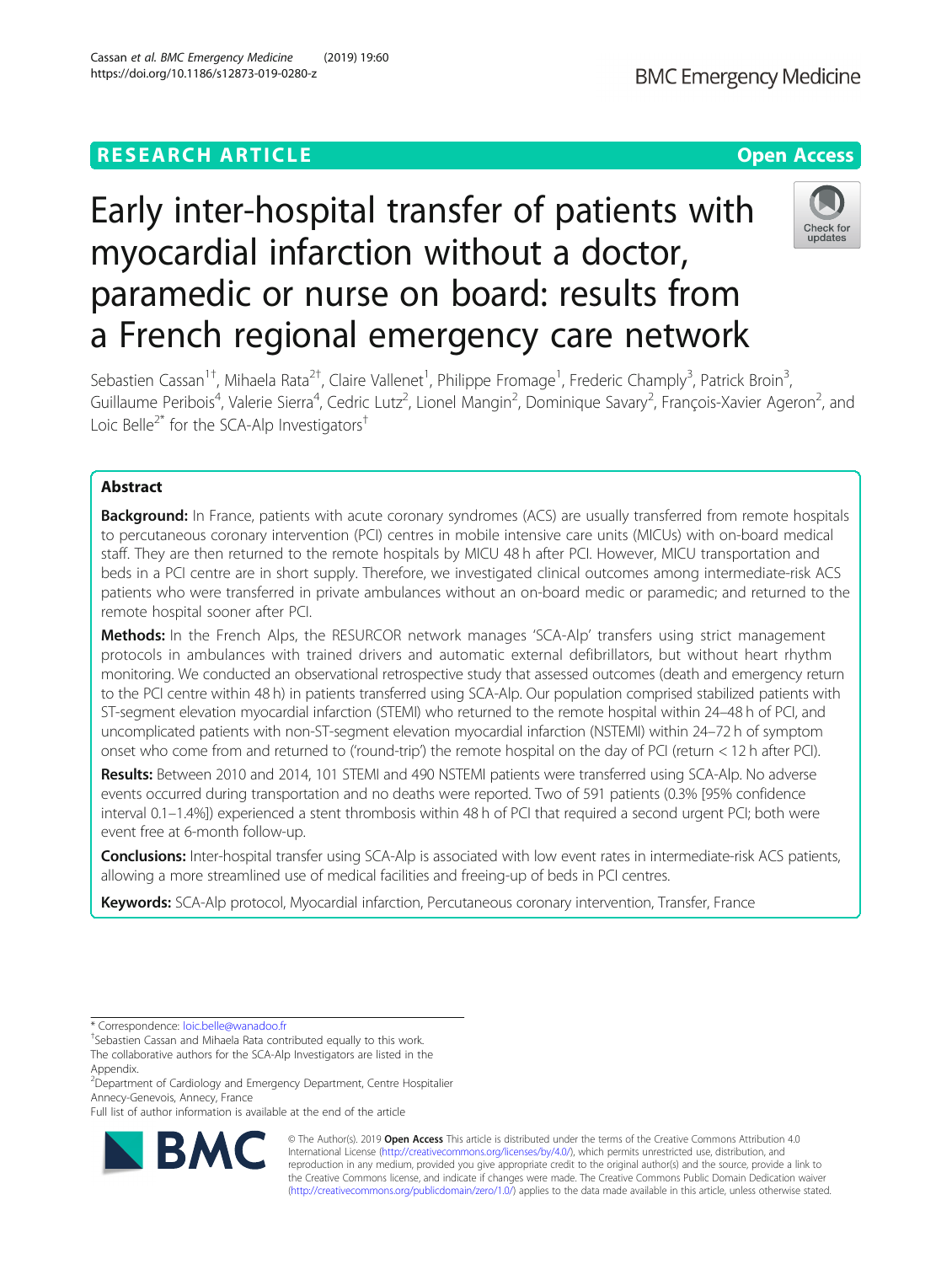RESEARCH ARTICLE

Open Access

# Early inter-hospital transfer of patients with myocardial infarction without a doctor, paramedic or nurse on board: results from a French regional emergency care network

Sebastien Cassan[1†], Mihaela Rata[2†], Claire Vallenet[1], Philippe Fromage[1], Frederic Champly[3], Patrick Broin[3], Guillaume Peribois[4], Valerie Sierra[4], Cedric Lutz[2], Lionel Mangin[2], Dominique Savary[2], François-Xavier Ageron[2], and Loic Belle[2*] for the SCA-Alp Investigators[†]

## Abstract

**Background:** In France, patients with acute coronary syndromes (ACS) are usually transferred from remote hospitals to percutaneous coronary intervention (PCI) centres in mobile intensive care units (MICUs) with on-board medical staff. They are then returned to the remote hospitals by MICU 48 h after PCI. However, MICU transportation and beds in a PCI centre are in short supply. Therefore, we investigated clinical outcomes among intermediate-risk ACS patients who were transferred in private ambulances without an on-board medic or paramedic; and returned to the remote hospital sooner after PCI.

**Methods:** In the French Alps, the RESURCOR network manages 'SCA-Alp' transfers using strict management protocols in ambulances with trained drivers and automatic external defibrillators, but without heart rhythm monitoring. We conducted an observational retrospective study that assessed outcomes (death and emergency return to the PCI centre within 48 h) in patients transferred using SCA-Alp. Our population comprised stabilized patients with ST-segment elevation myocardial infarction (STEMI) who returned to the remote hospital within 24–48 h of PCI, and uncomplicated patients with non-ST-segment elevation myocardial infarction (NSTEMI) within 24–72 h of symptom onset who come from and returned to ('round-trip') the remote hospital on the day of PCI (return < 12 h after PCI).

**Results:** Between 2010 and 2014, 101 STEMI and 490 NSTEMI patients were transferred using SCA-Alp. No adverse events occurred during transportation and no deaths were reported. Two of 591 patients (0.3% [95% confidence interval 0.1–1.4%]) experienced a stent thrombosis within 48 h of PCI that required a second urgent PCI; both were event free at 6-month follow-up.

**Conclusions:** Inter-hospital transfer using SCA-Alp is associated with low event rates in intermediate-risk ACS patients, allowing a more streamlined use of medical facilities and freeing-up of beds in PCI centres.

**Keywords:** SCA-Alp protocol, Myocardial infarction, Percutaneous coronary intervention, Transfer, France

---

* Correspondence: loic.belle@wanadoo.fr

[†]Sebastien Cassan and Mihaela Rata contributed equally to this work.
The collaborative authors for the SCA-Alp Investigators are listed in the Appendix.

[2]Department of Cardiology and Emergency Department, Centre Hospitalier Annecy-Genevois, Annecy, France

Full list of author information is available at the end of the article

© The Author(s). 2019 **Open Access** This article is distributed under the terms of the Creative Commons Attribution 4.0 International License (http://creativecommons.org/licenses/by/4.0/), which permits unrestricted use, distribution, and reproduction in any medium, provided you give appropriate credit to the original author(s) and the source, provide a link to the Creative Commons license, and indicate if changes were made. The Creative Commons Public Domain Dedication waiver (http://creativecommons.org/publicdomain/zero/1.0/) applies to the data made available in this article, unless otherwise stated.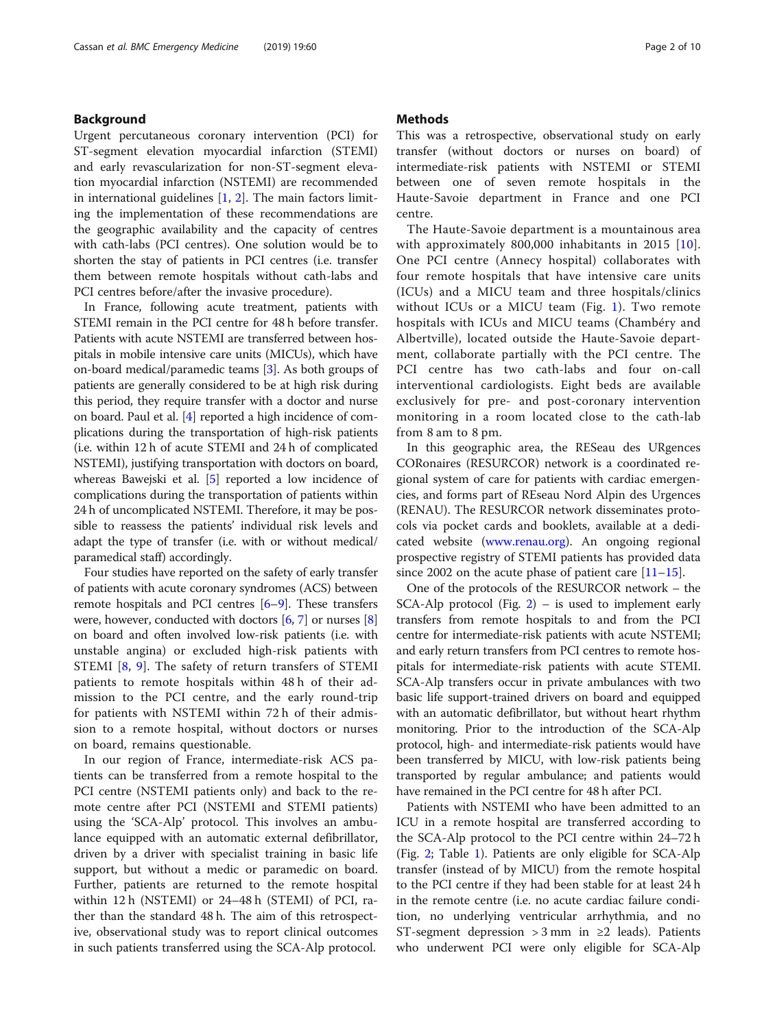## Background

Urgent percutaneous coronary intervention (PCI) for ST-segment elevation myocardial infarction (STEMI) and early revascularization for non-ST-segment elevation myocardial infarction (NSTEMI) are recommended in international guidelines [1, 2]. The main factors limiting the implementation of these recommendations are the geographic availability and the capacity of centres with cath-labs (PCI centres). One solution would be to shorten the stay of patients in PCI centres (i.e. transfer them between remote hospitals without cath-labs and PCI centres before/after the invasive procedure).

In France, following acute treatment, patients with STEMI remain in the PCI centre for 48 h before transfer. Patients with acute NSTEMI are transferred between hospitals in mobile intensive care units (MICUs), which have on-board medical/paramedic teams [3]. As both groups of patients are generally considered to be at high risk during this period, they require transfer with a doctor and nurse on board. Paul et al. [4] reported a high incidence of complications during the transportation of high-risk patients (i.e. within 12 h of acute STEMI and 24 h of complicated NSTEMI), justifying transportation with doctors on board, whereas Bawejski et al. [5] reported a low incidence of complications during the transportation of patients within 24 h of uncomplicated NSTEMI. Therefore, it may be possible to reassess the patients' individual risk levels and adapt the type of transfer (i.e. with or without medical/paramedical staff) accordingly.

Four studies have reported on the safety of early transfer of patients with acute coronary syndromes (ACS) between remote hospitals and PCI centres [6–9]. These transfers were, however, conducted with doctors [6, 7] or nurses [8] on board and often involved low-risk patients (i.e. with unstable angina) or excluded high-risk patients with STEMI [8, 9]. The safety of return transfers of STEMI patients to remote hospitals within 48 h of their admission to the PCI centre, and the early round-trip for patients with NSTEMI within 72 h of their admission to a remote hospital, without doctors or nurses on board, remains questionable.

In our region of France, intermediate-risk ACS patients can be transferred from a remote hospital to the PCI centre (NSTEMI patients only) and back to the remote centre after PCI (NSTEMI and STEMI patients) using the 'SCA-Alp' protocol. This involves an ambulance equipped with an automatic external defibrillator, driven by a driver with specialist training in basic life support, but without a medic or paramedic on board. Further, patients are returned to the remote hospital within 12 h (NSTEMI) or 24–48 h (STEMI) of PCI, rather than the standard 48 h. The aim of this retrospective, observational study was to report clinical outcomes in such patients transferred using the SCA-Alp protocol.

## Methods

This was a retrospective, observational study on early transfer (without doctors or nurses on board) of intermediate-risk patients with NSTEMI or STEMI between one of seven remote hospitals in the Haute-Savoie department in France and one PCI centre.

The Haute-Savoie department is a mountainous area with approximately 800,000 inhabitants in 2015 [10]. One PCI centre (Annecy hospital) collaborates with four remote hospitals that have intensive care units (ICUs) and a MICU team and three hospitals/clinics without ICUs or a MICU team (Fig. 1). Two remote hospitals with ICUs and MICU teams (Chambéry and Albertville), located outside the Haute-Savoie department, collaborate partially with the PCI centre. The PCI centre has two cath-labs and four on-call interventional cardiologists. Eight beds are available exclusively for pre- and post-coronary intervention monitoring in a room located close to the cath-lab from 8 am to 8 pm.

In this geographic area, the RESeau des URgences CORonaires (RESURCOR) network is a coordinated regional system of care for patients with cardiac emergencies, and forms part of REseau Nord Alpin des Urgences (RENAU). The RESURCOR network disseminates protocols via pocket cards and booklets, available at a dedicated website (www.renau.org). An ongoing regional prospective registry of STEMI patients has provided data since 2002 on the acute phase of patient care [11–15].

One of the protocols of the RESURCOR network – the SCA-Alp protocol (Fig. 2) – is used to implement early transfers from remote hospitals to and from the PCI centre for intermediate-risk patients with acute NSTEMI; and early return transfers from PCI centres to remote hospitals for intermediate-risk patients with acute STEMI. SCA-Alp transfers occur in private ambulances with two basic life support-trained drivers on board and equipped with an automatic defibrillator, but without heart rhythm monitoring. Prior to the introduction of the SCA-Alp protocol, high- and intermediate-risk patients would have been transferred by MICU, with low-risk patients being transported by regular ambulance; and patients would have remained in the PCI centre for 48 h after PCI.

Patients with NSTEMI who have been admitted to an ICU in a remote hospital are transferred according to the SCA-Alp protocol to the PCI centre within 24–72 h (Fig. 2; Table 1). Patients are only eligible for SCA-Alp transfer (instead of by MICU) from the remote hospital to the PCI centre if they had been stable for at least 24 h in the remote centre (i.e. no acute cardiac failure condition, no underlying ventricular arrhythmia, and no ST-segment depression > 3 mm in ≥2 leads). Patients who underwent PCI were only eligible for SCA-Alp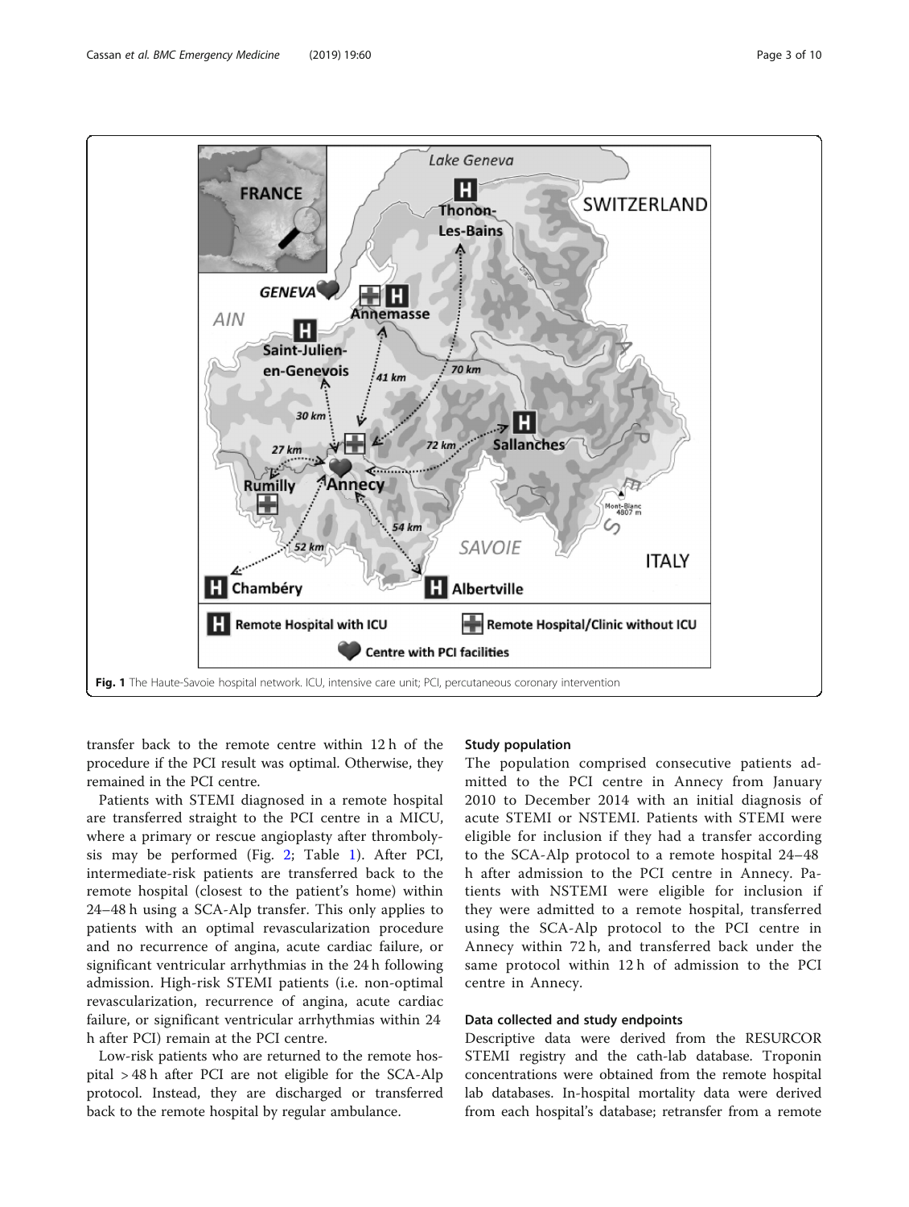Fig. 1 The Haute-Savoie hospital network. ICU, intensive care unit; PCI, percutaneous coronary intervention

transfer back to the remote centre within 12 h of the procedure if the PCI result was optimal. Otherwise, they remained in the PCI centre.

Patients with STEMI diagnosed in a remote hospital are transferred straight to the PCI centre in a MICU, where a primary or rescue angioplasty after thrombolysis may be performed (Fig. 2; Table 1). After PCI, intermediate-risk patients are transferred back to the remote hospital (closest to the patient's home) within 24–48 h using a SCA-Alp transfer. This only applies to patients with an optimal revascularization procedure and no recurrence of angina, acute cardiac failure, or significant ventricular arrhythmias in the 24 h following admission. High-risk STEMI patients (i.e. non-optimal revascularization, recurrence of angina, acute cardiac failure, or significant ventricular arrhythmias within 24 h after PCI) remain at the PCI centre.

Low-risk patients who are returned to the remote hospital > 48 h after PCI are not eligible for the SCA-Alp protocol. Instead, they are discharged or transferred back to the remote hospital by regular ambulance.

### Study population

The population comprised consecutive patients admitted to the PCI centre in Annecy from January 2010 to December 2014 with an initial diagnosis of acute STEMI or NSTEMI. Patients with STEMI were eligible for inclusion if they had a transfer according to the SCA-Alp protocol to a remote hospital 24–48 h after admission to the PCI centre in Annecy. Patients with NSTEMI were eligible for inclusion if they were admitted to a remote hospital, transferred using the SCA-Alp protocol to the PCI centre in Annecy within 72 h, and transferred back under the same protocol within 12 h of admission to the PCI centre in Annecy.

### Data collected and study endpoints

Descriptive data were derived from the RESURCOR STEMI registry and the cath-lab database. Troponin concentrations were obtained from the remote hospital lab databases. In-hospital mortality data were derived from each hospital's database; retransfer from a remote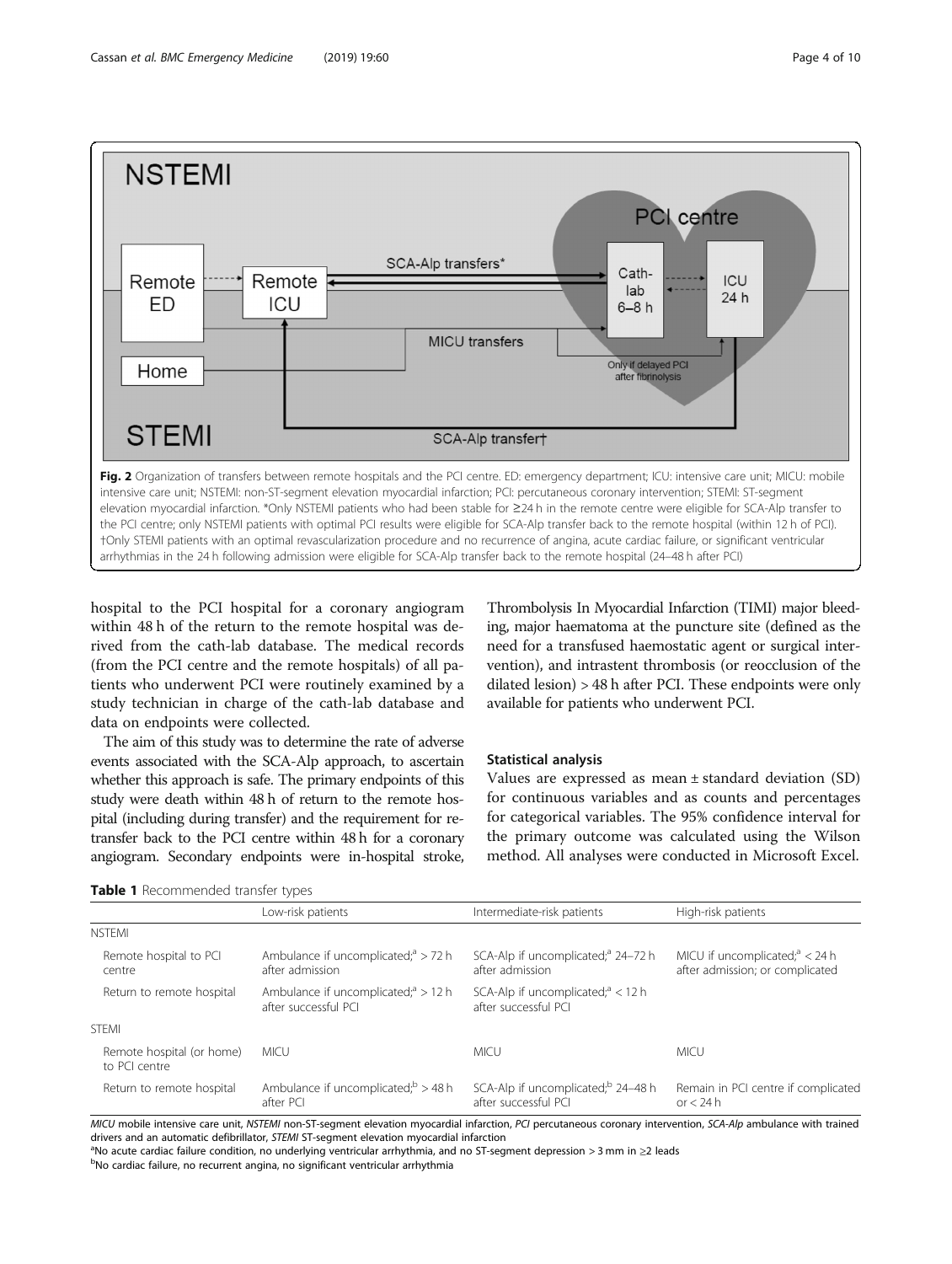Fig. 2 Organization of transfers between remote hospitals and the PCI centre. ED: emergency department; ICU: intensive care unit; MICU: mobile intensive care unit; NSTEMI: non-ST-segment elevation myocardial infarction; PCI: percutaneous coronary intervention; STEMI: ST-segment elevation myocardial infarction. *Only NSTEMI patients who had been stable for ≥24 h in the remote centre were eligible for SCA-Alp transfer to the PCI centre; only NSTEMI patients with optimal PCI results were eligible for SCA-Alp transfer back to the remote hospital (within 12 h of PCI). †Only STEMI patients with an optimal revascularization procedure and no recurrence of angina, acute cardiac failure, or significant ventricular arrhythmias in the 24 h following admission were eligible for SCA-Alp transfer back to the remote hospital (24–48 h after PCI)

hospital to the PCI hospital for a coronary angiogram within 48 h of the return to the remote hospital was derived from the cath-lab database. The medical records (from the PCI centre and the remote hospitals) of all patients who underwent PCI were routinely examined by a study technician in charge of the cath-lab database and data on endpoints were collected.

The aim of this study was to determine the rate of adverse events associated with the SCA-Alp approach, to ascertain whether this approach is safe. The primary endpoints of this study were death within 48 h of return to the remote hospital (including during transfer) and the requirement for retransfer back to the PCI centre within 48 h for a coronary angiogram. Secondary endpoints were in-hospital stroke, Thrombolysis In Myocardial Infarction (TIMI) major bleeding, major haematoma at the puncture site (defined as the need for a transfused haemostatic agent or surgical intervention), and intrastent thrombosis (or reocclusion of the dilated lesion) > 48 h after PCI. These endpoints were only available for patients who underwent PCI.

### Statistical analysis

Values are expressed as mean ± standard deviation (SD) for continuous variables and as counts and percentages for categorical variables. The 95% confidence interval for the primary outcome was calculated using the Wilson method. All analyses were conducted in Microsoft Excel.

**Table 1** Recommended transfer types

| | Low-risk patients | Intermediate-risk patients | High-risk patients |
|---|---|---|---|
| NSTEMI | | | |
| Remote hospital to PCI centre | Ambulance if uncomplicated;[a] > 72 h after admission | SCA-Alp if uncomplicated;[a] 24–72 h after admission | MICU if uncomplicated;[a] < 24 h after admission; or complicated |
| Return to remote hospital | Ambulance if uncomplicated;[a] > 12 h after successful PCI | SCA-Alp if uncomplicated;[a] < 12 h after successful PCI | |
| STEMI | | | |
| Remote hospital (or home) to PCI centre | MICU | MICU | MICU |
| Return to remote hospital | Ambulance if uncomplicated;[b] > 48 h after PCI | SCA-Alp if uncomplicated;[b] 24–48 h after successful PCI | Remain in PCI centre if complicated or < 24 h |

*MICU* mobile intensive care unit, *NSTEMI* non-ST-segment elevation myocardial infarction, *PCI* percutaneous coronary intervention, *SCA-Alp* ambulance with trained drivers and an automatic defibrillator, *STEMI* ST-segment elevation myocardial infarction

[a]No acute cardiac failure condition, no underlying ventricular arrhythmia, and no ST-segment depression > 3 mm in ≥2 leads

[b]No cardiac failure, no recurrent angina, no significant ventricular arrhythmia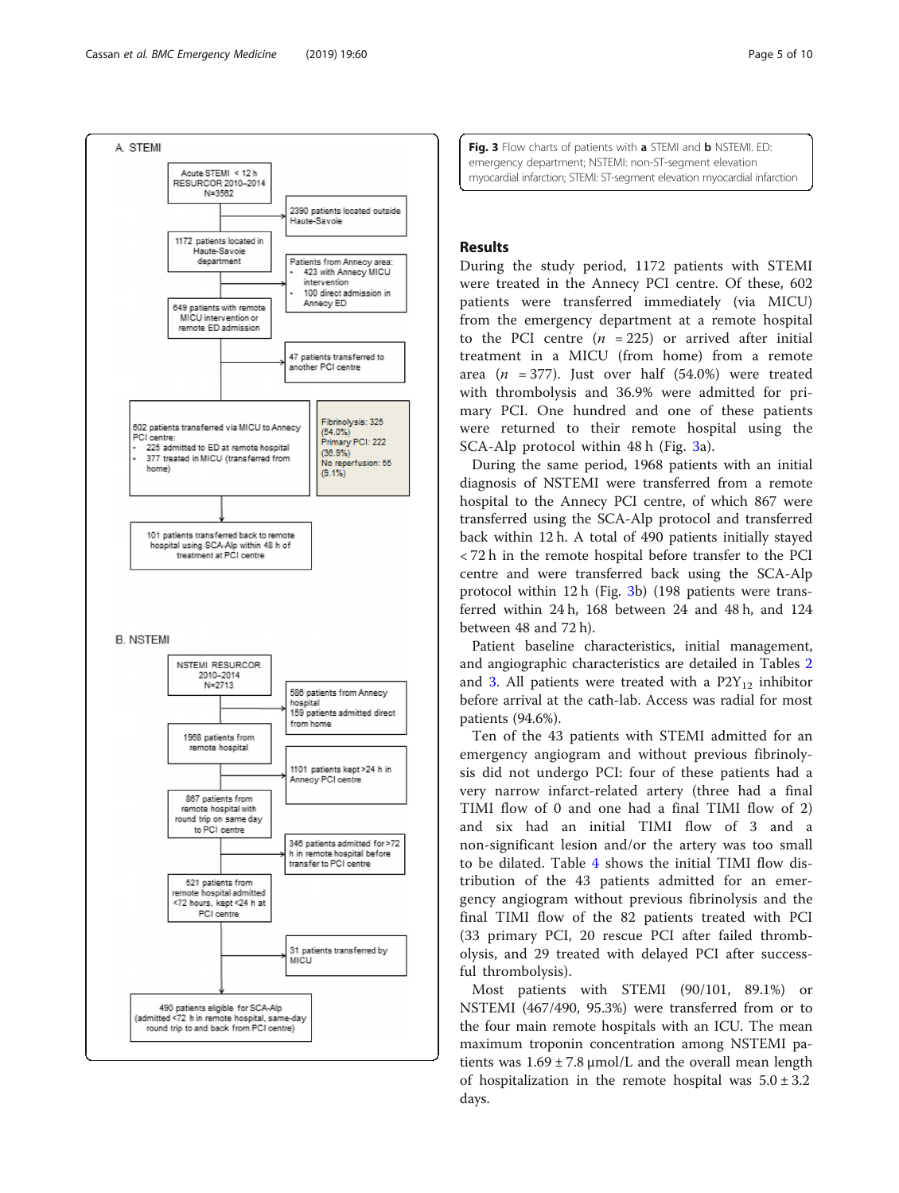A. STEMI

Acute STEMI < 12 h RESURCOR 2010–2014 N=3562

2390 patients located outside Haute-Savoie

1172 patients located in Haute-Savoie department

Patients from Annecy area:
- 423 with Annecy MICU intervention
- 100 direct admission in Annecy ED

649 patients with remote MICU intervention or remote ED admission

47 patients transferred to another PCI centre

602 patients transferred via MICU to Annecy PCI centre:
- 225 admitted to ED at remote hospital
- 377 treated in MICU (transferred from home)

Fibrinolysis: 325 (54.0%)
Primary PCI: 222 (36.9%)
No reperfusion: 55 (9.1%)

101 patients transferred back to remote hospital using SCA-Alp within 48 h of treatment at PCI centre

B. NSTEMI

NSTEMI RESURCOR 2010–2014 N=2713

586 patients from Annecy hospital
159 patients admitted direct from home

1968 patients from remote hospital

1101 patients kept >24 h in Annecy PCI centre

867 patients from remote hospital with round trip on same day to PCI centre

346 patients admitted for >72 h in remote hospital before transfer to PCI centre

521 patients from remote hospital admitted <72 hours, kept <24 h at PCI centre

31 patients transferred by MICU

490 patients eligible for SCA-Alp (admitted <72 h in remote hospital, same-day round trip to and back from PCI centre)

**Fig. 3** Flow charts of patients with **a** STEMI and **b** NSTEMI. ED: emergency department; NSTEMI: non-ST-segment elevation myocardial infarction; STEMI: ST-segment elevation myocardial infarction

## Results

During the study period, 1172 patients with STEMI were treated in the Annecy PCI centre. Of these, 602 patients were transferred immediately (via MICU) from the emergency department at a remote hospital to the PCI centre ($n = 225$) or arrived after initial treatment in a MICU (from home) from a remote area ($n = 377$). Just over half (54.0%) were treated with thrombolysis and 36.9% were admitted for primary PCI. One hundred and one of these patients were returned to their remote hospital using the SCA-Alp protocol within 48 h (Fig. 3a).

During the same period, 1968 patients with an initial diagnosis of NSTEMI were transferred from a remote hospital to the Annecy PCI centre, of which 867 were transferred using the SCA-Alp protocol and transferred back within 12 h. A total of 490 patients initially stayed < 72 h in the remote hospital before transfer to the PCI centre and were transferred back using the SCA-Alp protocol within 12 h (Fig. 3b) (198 patients were transferred within 24 h, 168 between 24 and 48 h, and 124 between 48 and 72 h).

Patient baseline characteristics, initial management, and angiographic characteristics are detailed in Tables 2 and 3. All patients were treated with a $P2Y_{12}$ inhibitor before arrival at the cath-lab. Access was radial for most patients (94.6%).

Ten of the 43 patients with STEMI admitted for an emergency angiogram and without previous fibrinolysis did not undergo PCI: four of these patients had a very narrow infarct-related artery (three had a final TIMI flow of 0 and one had a final TIMI flow of 2) and six had an initial TIMI flow of 3 and a non-significant lesion and/or the artery was too small to be dilated. Table 4 shows the initial TIMI flow distribution of the 43 patients admitted for an emergency angiogram without previous fibrinolysis and the final TIMI flow of the 82 patients treated with PCI (33 primary PCI, 20 rescue PCI after failed thrombolysis, and 29 treated with delayed PCI after successful thrombolysis).

Most patients with STEMI (90/101, 89.1%) or NSTEMI (467/490, 95.3%) were transferred from or to the four main remote hospitals with an ICU. The mean maximum troponin concentration among NSTEMI patients was $1.69 \pm 7.8$ μmol/L and the overall mean length of hospitalization in the remote hospital was $5.0 \pm 3.2$ days.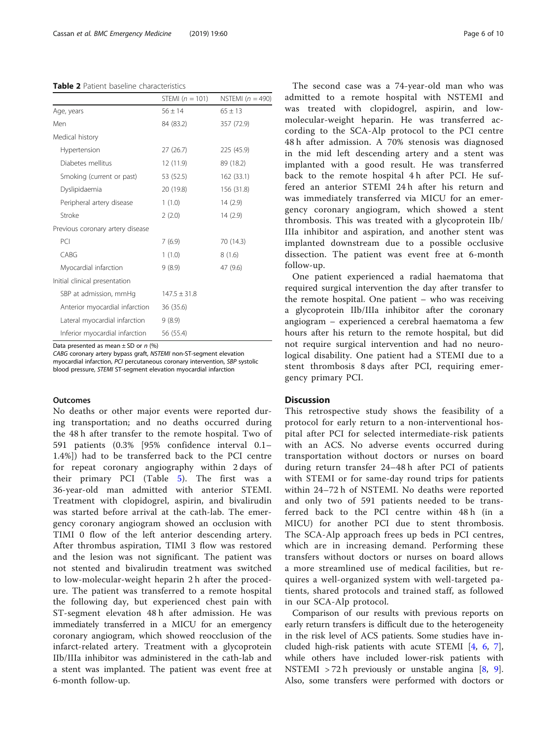**Table 2** Patient baseline characteristics

| | STEMI ($n$ = 101) | NSTEMI ($n$ = 490) |
|---|---|---|
| Age, years | 56 ± 14 | 65 ± 13 |
| Men | 84 (83.2) | 357 (72.9) |
| Medical history | | |
| Hypertension | 27 (26.7) | 225 (45.9) |
| Diabetes mellitus | 12 (11.9) | 89 (18.2) |
| Smoking (current or past) | 53 (52.5) | 162 (33.1) |
| Dyslipidaemia | 20 (19.8) | 156 (31.8) |
| Peripheral artery disease | 1 (1.0) | 14 (2.9) |
| Stroke | 2 (2.0) | 14 (2.9) |
| Previous coronary artery disease | | |
| PCI | 7 (6.9) | 70 (14.3) |
| CABG | 1 (1.0) | 8 (1.6) |
| Myocardial infarction | 9 (8.9) | 47 (9.6) |
| Initial clinical presentation | | |
| SBP at admission, mmHg | 147.5 ± 31.8 | |
| Anterior myocardial infarction | 36 (35.6) | |
| Lateral myocardial infarction | 9 (8.9) | |
| Inferior myocardial infarction | 56 (55.4) | |

Data presented as mean ± SD or $n$ (%)

*CABG* coronary artery bypass graft, *NSTEMI* non-ST-segment elevation myocardial infarction, *PCI* percutaneous coronary intervention, *SBP* systolic blood pressure, *STEMI* ST-segment elevation myocardial infarction

### Outcomes

No deaths or other major events were reported during transportation; and no deaths occurred during the 48 h after transfer to the remote hospital. Two of 591 patients (0.3% [95% confidence interval 0.1–1.4%]) had to be transferred back to the PCI centre for repeat coronary angiography within 2 days of their primary PCI (Table 5). The first was a 36-year-old man admitted with anterior STEMI. Treatment with clopidogrel, aspirin, and bivalirudin was started before arrival at the cath-lab. The emergency coronary angiogram showed an occlusion with TIMI 0 flow of the left anterior descending artery. After thrombus aspiration, TIMI 3 flow was restored and the lesion was not significant. The patient was not stented and bivalirudin treatment was switched to low-molecular-weight heparin 2 h after the procedure. The patient was transferred to a remote hospital the following day, but experienced chest pain with ST-segment elevation 48 h after admission. He was immediately transferred in a MICU for an emergency coronary angiogram, which showed reocclusion of the infarct-related artery. Treatment with a glycoprotein IIb/IIIa inhibitor was administered in the cath-lab and a stent was implanted. The patient was event free at 6-month follow-up.

The second case was a 74-year-old man who was admitted to a remote hospital with NSTEMI and was treated with clopidogrel, aspirin, and low-molecular-weight heparin. He was transferred according to the SCA-Alp protocol to the PCI centre 48 h after admission. A 70% stenosis was diagnosed in the mid left descending artery and a stent was implanted with a good result. He was transferred back to the remote hospital 4 h after PCI. He suffered an anterior STEMI 24 h after his return and was immediately transferred via MICU for an emergency coronary angiogram, which showed a stent thrombosis. This was treated with a glycoprotein IIb/IIIa inhibitor and aspiration, and another stent was implanted downstream due to a possible occlusive dissection. The patient was event free at 6-month follow-up.

One patient experienced a radial haematoma that required surgical intervention the day after transfer to the remote hospital. One patient – who was receiving a glycoprotein IIb/IIIa inhibitor after the coronary angiogram – experienced a cerebral haematoma a few hours after his return to the remote hospital, but did not require surgical intervention and had no neurological disability. One patient had a STEMI due to a stent thrombosis 8 days after PCI, requiring emergency primary PCI.

## Discussion

This retrospective study shows the feasibility of a protocol for early return to a non-interventional hospital after PCI for selected intermediate-risk patients with an ACS. No adverse events occurred during transportation without doctors or nurses on board during return transfer 24–48 h after PCI of patients with STEMI or for same-day round trips for patients within 24–72 h of NSTEMI. No deaths were reported and only two of 591 patients needed to be transferred back to the PCI centre within 48 h (in a MICU) for another PCI due to stent thrombosis. The SCA-Alp approach frees up beds in PCI centres, which are in increasing demand. Performing these transfers without doctors or nurses on board allows a more streamlined use of medical facilities, but requires a well-organized system with well-targeted patients, shared protocols and trained staff, as followed in our SCA-Alp protocol.

Comparison of our results with previous reports on early return transfers is difficult due to the heterogeneity in the risk level of ACS patients. Some studies have included high-risk patients with acute STEMI [4, 6, 7], while others have included lower-risk patients with NSTEMI >72 h previously or unstable angina [8, 9]. Also, some transfers were performed with doctors or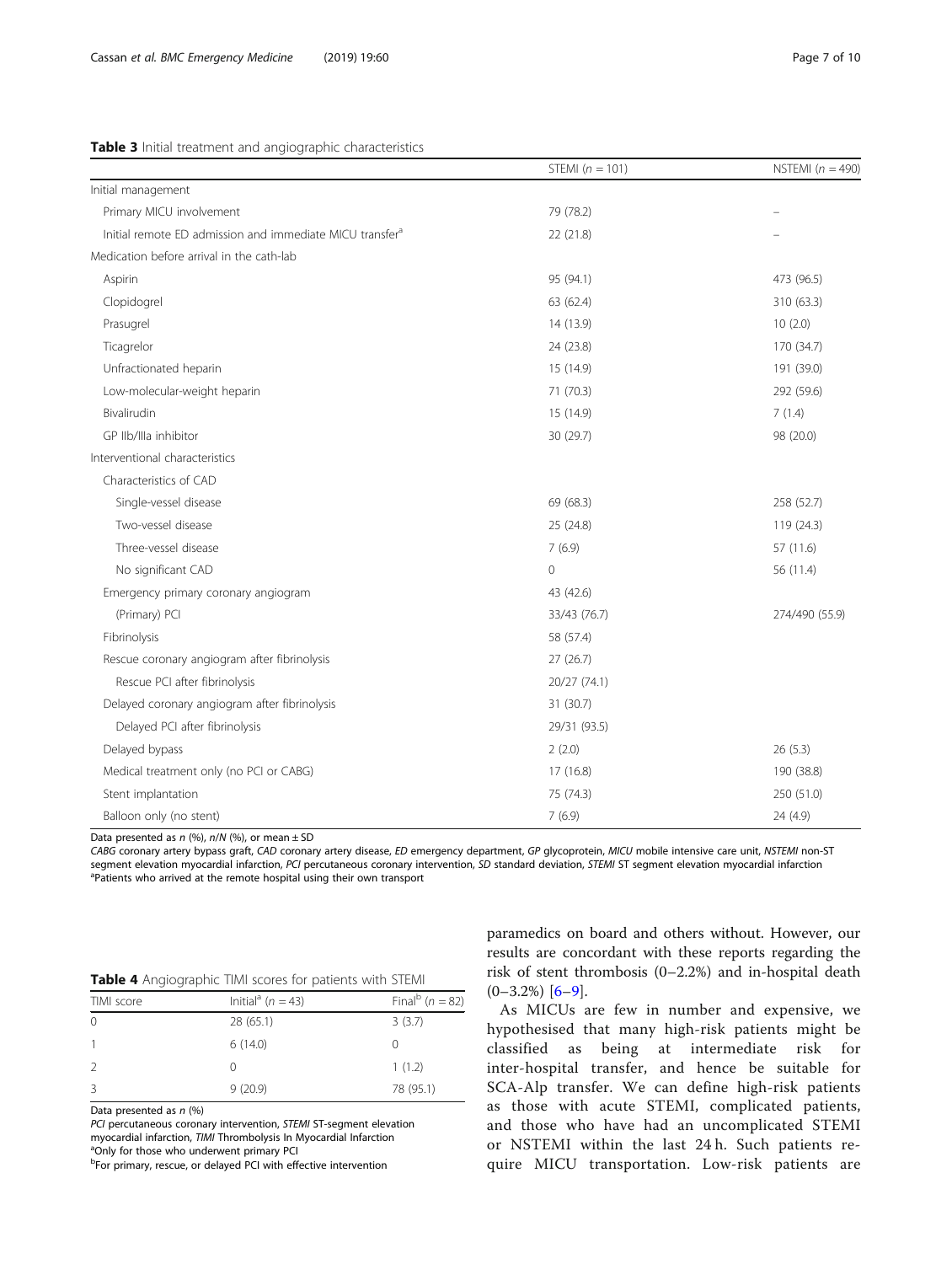**Table 3** Initial treatment and angiographic characteristics

| | STEMI ($n$ = 101) | NSTEMI ($n$ = 490) |
|---|---|---|
| Initial management | | |
| Primary MICU involvement | 79 (78.2) | – |
| Initial remote ED admission and immediate MICU transfer[a] | 22 (21.8) | – |
| Medication before arrival in the cath-lab | | |
| Aspirin | 95 (94.1) | 473 (96.5) |
| Clopidogrel | 63 (62.4) | 310 (63.3) |
| Prasugrel | 14 (13.9) | 10 (2.0) |
| Ticagrelor | 24 (23.8) | 170 (34.7) |
| Unfractionated heparin | 15 (14.9) | 191 (39.0) |
| Low-molecular-weight heparin | 71 (70.3) | 292 (59.6) |
| Bivalirudin | 15 (14.9) | 7 (1.4) |
| GP IIb/IIIa inhibitor | 30 (29.7) | 98 (20.0) |
| Interventional characteristics | | |
| Characteristics of CAD | | |
| Single-vessel disease | 69 (68.3) | 258 (52.7) |
| Two-vessel disease | 25 (24.8) | 119 (24.3) |
| Three-vessel disease | 7 (6.9) | 57 (11.6) |
| No significant CAD | 0 | 56 (11.4) |
| Emergency primary coronary angiogram | 43 (42.6) | |
| (Primary) PCI | 33/43 (76.7) | 274/490 (55.9) |
| Fibrinolysis | 58 (57.4) | |
| Rescue coronary angiogram after fibrinolysis | 27 (26.7) | |
| Rescue PCI after fibrinolysis | 20/27 (74.1) | |
| Delayed coronary angiogram after fibrinolysis | 31 (30.7) | |
| Delayed PCI after fibrinolysis | 29/31 (93.5) | |
| Delayed bypass | 2 (2.0) | 26 (5.3) |
| Medical treatment only (no PCI or CABG) | 17 (16.8) | 190 (38.8) |
| Stent implantation | 75 (74.3) | 250 (51.0) |
| Balloon only (no stent) | 7 (6.9) | 24 (4.9) |

Data presented as $n$ (%), $n/N$ (%), or mean ± SD

*CABG* coronary artery bypass graft, *CAD* coronary artery disease, *ED* emergency department, *GP* glycoprotein, *MICU* mobile intensive care unit, *NSTEMI* non-ST segment elevation myocardial infarction, *PCI* percutaneous coronary intervention, *SD* standard deviation, *STEMI* ST segment elevation myocardial infarction
[a]Patients who arrived at the remote hospital using their own transport

**Table 4** Angiographic TIMI scores for patients with STEMI

| TIMI score | Initial[a] ($n$ = 43) | Final[b] ($n$ = 82) |
|---|---|---|
| 0 | 28 (65.1) | 3 (3.7) |
| 1 | 6 (14.0) | 0 |
| 2 | 0 | 1 (1.2) |
| 3 | 9 (20.9) | 78 (95.1) |

Data presented as $n$ (%)

*PCI* percutaneous coronary intervention, *STEMI* ST-segment elevation myocardial infarction, *TIMI* Thrombolysis In Myocardial Infarction
[a]Only for those who underwent primary PCI
[b]For primary, rescue, or delayed PCI with effective intervention

paramedics on board and others without. However, our results are concordant with these reports regarding the risk of stent thrombosis (0–2.2%) and in-hospital death (0–3.2%) [6–9].

As MICUs are few in number and expensive, we hypothesised that many high-risk patients might be classified as being at intermediate risk for inter-hospital transfer, and hence be suitable for SCA-Alp transfer. We can define high-risk patients as those with acute STEMI, complicated patients, and those who have had an uncomplicated STEMI or NSTEMI within the last 24 h. Such patients require MICU transportation. Low-risk patients are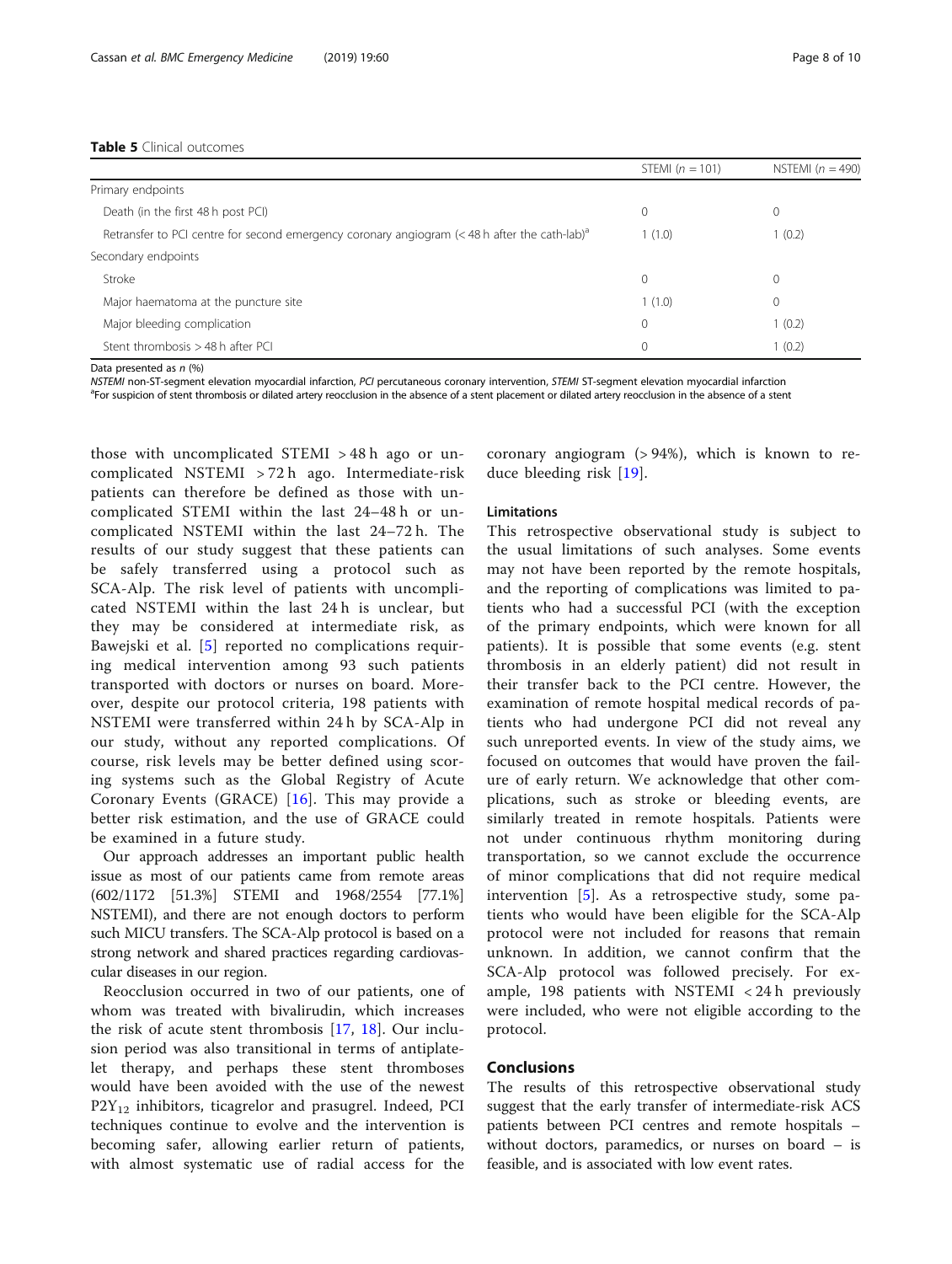**Table 5** Clinical outcomes

| | STEMI (*n* = 101) | NSTEMI (*n* = 490) |
|---|---|---|
| Primary endpoints | | |
| Death (in the first 48 h post PCI) | 0 | 0 |
| Retransfer to PCI centre for second emergency coronary angiogram (< 48 h after the cath-lab)[a] | 1 (1.0) | 1 (0.2) |
| Secondary endpoints | | |
| Stroke | 0 | 0 |
| Major haematoma at the puncture site | 1 (1.0) | 0 |
| Major bleeding complication | 0 | 1 (0.2) |
| Stent thrombosis > 48 h after PCI | 0 | 1 (0.2) |

Data presented as *n* (%)

*NSTEMI* non-ST-segment elevation myocardial infarction, *PCI* percutaneous coronary intervention, *STEMI* ST-segment elevation myocardial infarction

[a]For suspicion of stent thrombosis or dilated artery reocclusion in the absence of a stent placement or dilated artery reocclusion in the absence of a stent

those with uncomplicated STEMI > 48 h ago or uncomplicated NSTEMI > 72 h ago. Intermediate-risk patients can therefore be defined as those with uncomplicated STEMI within the last 24–48 h or uncomplicated NSTEMI within the last 24–72 h. The results of our study suggest that these patients can be safely transferred using a protocol such as SCA-Alp. The risk level of patients with uncomplicated NSTEMI within the last 24 h is unclear, but they may be considered at intermediate risk, as Bawejski et al. [5] reported no complications requiring medical intervention among 93 such patients transported with doctors or nurses on board. Moreover, despite our protocol criteria, 198 patients with NSTEMI were transferred within 24 h by SCA-Alp in our study, without any reported complications. Of course, risk levels may be better defined using scoring systems such as the Global Registry of Acute Coronary Events (GRACE) [16]. This may provide a better risk estimation, and the use of GRACE could be examined in a future study.

Our approach addresses an important public health issue as most of our patients came from remote areas (602/1172 [51.3%] STEMI and 1968/2554 [77.1%] NSTEMI), and there are not enough doctors to perform such MICU transfers. The SCA-Alp protocol is based on a strong network and shared practices regarding cardiovascular diseases in our region.

Reocclusion occurred in two of our patients, one of whom was treated with bivalirudin, which increases the risk of acute stent thrombosis [17, 18]. Our inclusion period was also transitional in terms of antiplatelet therapy, and perhaps these stent thromboses would have been avoided with the use of the newest $P2Y_{12}$ inhibitors, ticagrelor and prasugrel. Indeed, PCI techniques continue to evolve and the intervention is becoming safer, allowing earlier return of patients, with almost systematic use of radial access for the coronary angiogram (> 94%), which is known to reduce bleeding risk [19].

### Limitations

This retrospective observational study is subject to the usual limitations of such analyses. Some events may not have been reported by the remote hospitals, and the reporting of complications was limited to patients who had a successful PCI (with the exception of the primary endpoints, which were known for all patients). It is possible that some events (e.g. stent thrombosis in an elderly patient) did not result in their transfer back to the PCI centre. However, the examination of remote hospital medical records of patients who had undergone PCI did not reveal any such unreported events. In view of the study aims, we focused on outcomes that would have proven the failure of early return. We acknowledge that other complications, such as stroke or bleeding events, are similarly treated in remote hospitals. Patients were not under continuous rhythm monitoring during transportation, so we cannot exclude the occurrence of minor complications that did not require medical intervention [5]. As a retrospective study, some patients who would have been eligible for the SCA-Alp protocol were not included for reasons that remain unknown. In addition, we cannot confirm that the SCA-Alp protocol was followed precisely. For example, 198 patients with NSTEMI < 24 h previously were included, who were not eligible according to the protocol.

## Conclusions

The results of this retrospective observational study suggest that the early transfer of intermediate-risk ACS patients between PCI centres and remote hospitals – without doctors, paramedics, or nurses on board – is feasible, and is associated with low event rates.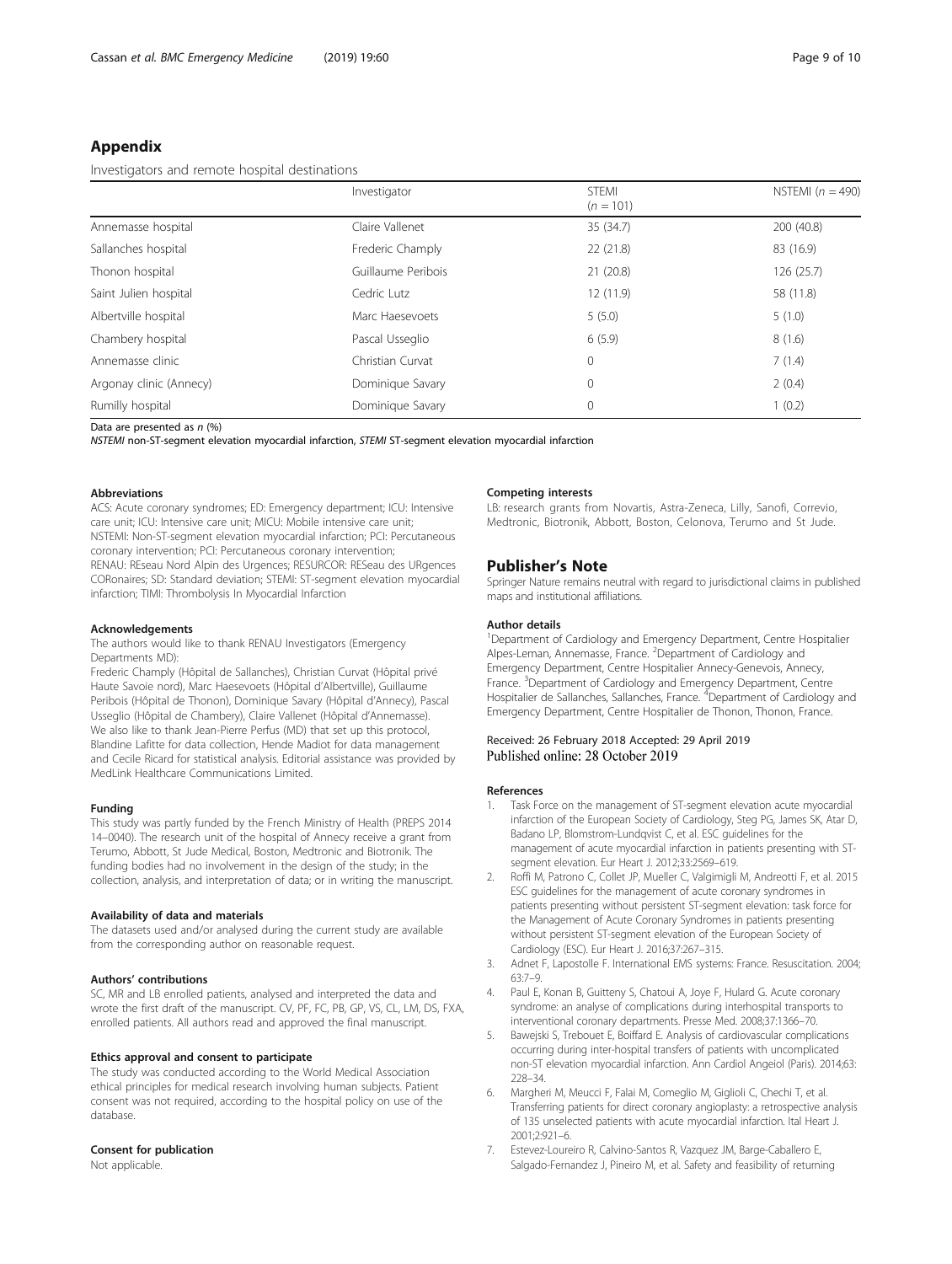## Appendix

Investigators and remote hospital destinations

| | Investigator | STEMI ($n$ = 101) | NSTEMI ($n$ = 490) |
|---|---|---|---|
| Annemasse hospital | Claire Vallenet | 35 (34.7) | 200 (40.8) |
| Sallanches hospital | Frederic Champly | 22 (21.8) | 83 (16.9) |
| Thonon hospital | Guillaume Peribois | 21 (20.8) | 126 (25.7) |
| Saint Julien hospital | Cedric Lutz | 12 (11.9) | 58 (11.8) |
| Albertville hospital | Marc Haesevoets | 5 (5.0) | 5 (1.0) |
| Chambery hospital | Pascal Usseglio | 6 (5.9) | 8 (1.6) |
| Annemasse clinic | Christian Curvat | 0 | 7 (1.4) |
| Argonay clinic (Annecy) | Dominique Savary | 0 | 2 (0.4) |
| Rumilly hospital | Dominique Savary | 0 | 1 (0.2) |

Data are presented as *n* (%)

*NSTEMI* non-ST-segment elevation myocardial infarction, *STEMI* ST-segment elevation myocardial infarction

#### Abbreviations

ACS: Acute coronary syndromes; ED: Emergency department; ICU: Intensive care unit; ICU: Intensive care unit; MICU: Mobile intensive care unit; NSTEMI: Non-ST-segment elevation myocardial infarction; PCI: Percutaneous coronary intervention; PCI: Percutaneous coronary intervention; RENAU: REseau Nord Alpin des Urgences; RESURCOR: RESeau des URgences CORonaires; SD: Standard deviation; STEMI: ST-segment elevation myocardial infarction; TIMI: Thrombolysis In Myocardial Infarction

#### Acknowledgements

The authors would like to thank RENAU Investigators (Emergency Departments MD):

Frederic Champly (Hôpital de Sallanches), Christian Curvat (Hôpital privé Haute Savoie nord), Marc Haesevoets (Hôpital d'Albertville), Guillaume Peribois (Hôpital de Thonon), Dominique Savary (Hôpital d'Annecy), Pascal Usseglio (Hôpital de Chambery), Claire Vallenet (Hôpital d'Annemasse). We also like to thank Jean-Pierre Perfus (MD) that set up this protocol, Blandine Lafitte for data collection, Hende Madiot for data management and Cecile Ricard for statistical analysis. Editorial assistance was provided by MedLink Healthcare Communications Limited.

#### Funding

This study was partly funded by the French Ministry of Health (PREPS 2014 14–0040). The research unit of the hospital of Annecy receive a grant from Terumo, Abbott, St Jude Medical, Boston, Medtronic and Biotronik. The funding bodies had no involvement in the design of the study; in the collection, analysis, and interpretation of data; or in writing the manuscript.

#### Availability of data and materials

The datasets used and/or analysed during the current study are available from the corresponding author on reasonable request.

#### Authors' contributions

SC, MR and LB enrolled patients, analysed and interpreted the data and wrote the first draft of the manuscript. CV, PF, FC, PB, GP, VS, CL, LM, DS, FXA, enrolled patients. All authors read and approved the final manuscript.

#### Ethics approval and consent to participate

The study was conducted according to the World Medical Association ethical principles for medical research involving human subjects. Patient consent was not required, according to the hospital policy on use of the database.

#### Consent for publication

Not applicable.

#### Competing interests

LB: research grants from Novartis, Astra-Zeneca, Lilly, Sanofi, Correvio, Medtronic, Biotronik, Abbott, Boston, Celonova, Terumo and St Jude.

## Publisher's Note

Springer Nature remains neutral with regard to jurisdictional claims in published maps and institutional affiliations.

#### Author details

[1]Department of Cardiology and Emergency Department, Centre Hospitalier Alpes-Leman, Annemasse, France. [2]Department of Cardiology and Emergency Department, Centre Hospitalier Annecy-Genevois, Annecy, France. [3]Department of Cardiology and Emergency Department, Centre Hospitalier de Sallanches, Sallanches, France. [4]Department of Cardiology and Emergency Department, Centre Hospitalier de Thonon, Thonon, France.

Received: 26 February 2018 Accepted: 29 April 2019
Published online: 28 October 2019

#### References

1. Task Force on the management of ST-segment elevation acute myocardial infarction of the European Society of Cardiology, Steg PG, James SK, Atar D, Badano LP, Blomstrom-Lundqvist C, et al. ESC guidelines for the management of acute myocardial infarction in patients presenting with ST-segment elevation. Eur Heart J. 2012;33:2569–619.
2. Roffi M, Patrono C, Collet JP, Mueller C, Valgimigli M, Andreotti F, et al. 2015 ESC guidelines for the management of acute coronary syndromes in patients presenting without persistent ST-segment elevation: task force for the Management of Acute Coronary Syndromes in patients presenting without persistent ST-segment elevation of the European Society of Cardiology (ESC). Eur Heart J. 2016;37:267–315.
3. Adnet F, Lapostolle F. International EMS systems: France. Resuscitation. 2004; 63:7–9.
4. Paul E, Konan B, Guitteny S, Chatoui A, Joye F, Hulard G. Acute coronary syndrome: an analyse of complications during interhospital transports to interventional coronary departments. Presse Med. 2008;37:1366–70.
5. Bawejski S, Trebouet E, Boiffard E. Analysis of cardiovascular complications occurring during inter-hospital transfers of patients with uncomplicated non-ST elevation myocardial infarction. Ann Cardiol Angeiol (Paris). 2014;63: 228–34.
6. Margheri M, Meucci F, Falai M, Comeglio M, Giglioli C, Chechi T, et al. Transferring patients for direct coronary angioplasty: a retrospective analysis of 135 unselected patients with acute myocardial infarction. Ital Heart J. 2001;2:921–6.
7. Estevez-Loureiro R, Calvino-Santos R, Vazquez JM, Barge-Caballero E, Salgado-Fernandez J, Pineiro M, et al. Safety and feasibility of returning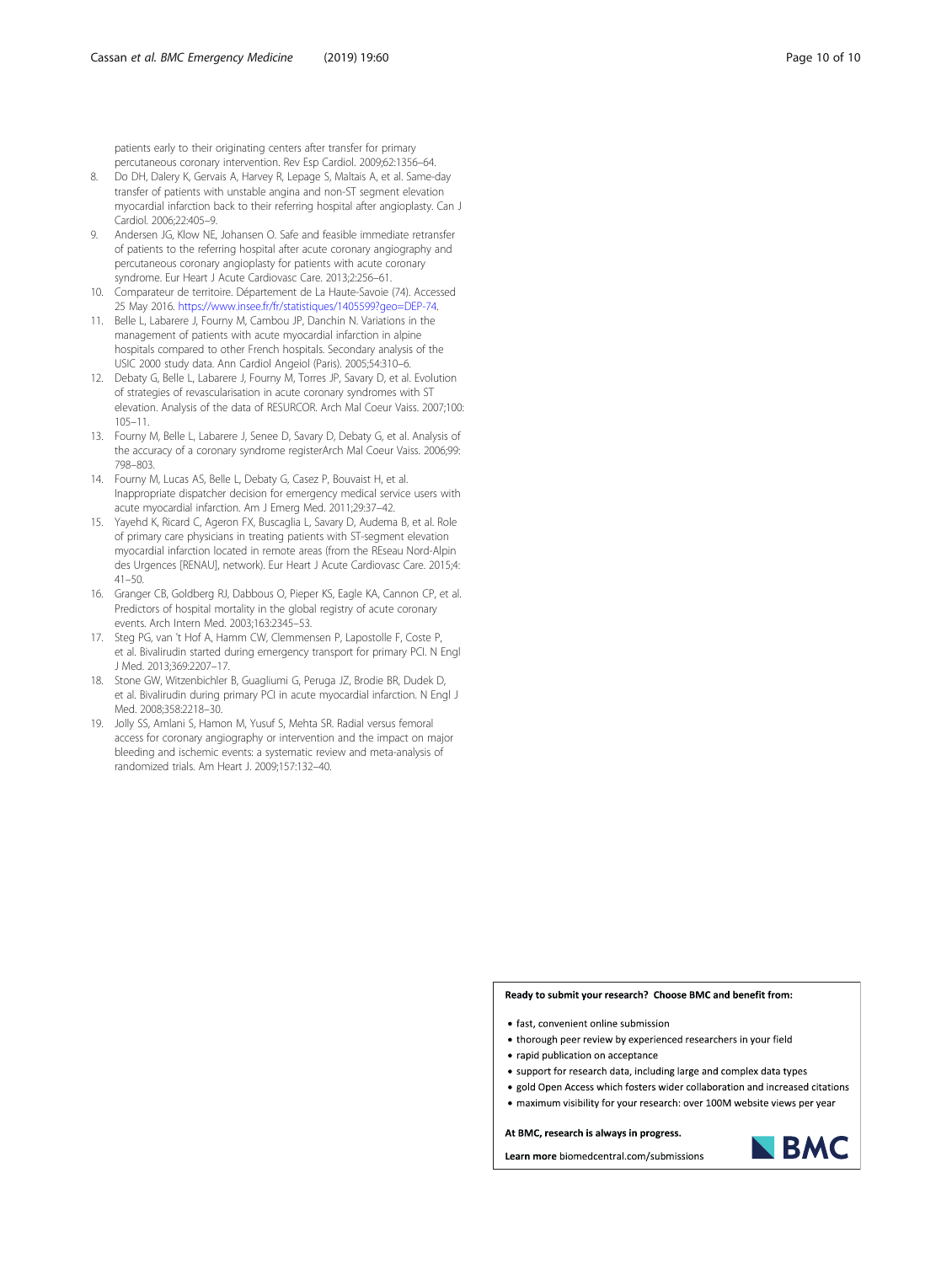patients early to their originating centers after transfer for primary percutaneous coronary intervention. Rev Esp Cardiol. 2009;62:1356–64.

8. Do DH, Dalery K, Gervais A, Harvey R, Lepage S, Maltais A, et al. Same-day transfer of patients with unstable angina and non-ST segment elevation myocardial infarction back to their referring hospital after angioplasty. Can J Cardiol. 2006;22:405–9.
9. Andersen JG, Klow NE, Johansen O. Safe and feasible immediate retransfer of patients to the referring hospital after acute coronary angiography and percutaneous coronary angioplasty for patients with acute coronary syndrome. Eur Heart J Acute Cardiovasc Care. 2013;2:256–61.
10. Comparateur de territoire. Département de La Haute-Savoie (74). Accessed 25 May 2016. https://www.insee.fr/fr/statistiques/1405599?geo=DEP-74.
11. Belle L, Labarere J, Fourny M, Cambou JP, Danchin N. Variations in the management of patients with acute myocardial infarction in alpine hospitals compared to other French hospitals. Secondary analysis of the USIC 2000 study data. Ann Cardiol Angeiol (Paris). 2005;54:310–6.
12. Debaty G, Belle L, Labarere J, Fourny M, Torres JP, Savary D, et al. Evolution of strategies of revascularisation in acute coronary syndromes with ST elevation. Analysis of the data of RESURCOR. Arch Mal Coeur Vaiss. 2007;100:105–11.
13. Fourny M, Belle L, Labarere J, Senee D, Savary D, Debaty G, et al. Analysis of the accuracy of a coronary syndrome registerArch Mal Coeur Vaiss. 2006;99:798–803.
14. Fourny M, Lucas AS, Belle L, Debaty G, Casez P, Bouvaist H, et al. Inappropriate dispatcher decision for emergency medical service users with acute myocardial infarction. Am J Emerg Med. 2011;29:37–42.
15. Yayehd K, Ricard C, Ageron FX, Buscaglia L, Savary D, Audema B, et al. Role of primary care physicians in treating patients with ST-segment elevation myocardial infarction located in remote areas (from the REseau Nord-Alpin des Urgences [RENAU], network). Eur Heart J Acute Cardiovasc Care. 2015;4:41–50.
16. Granger CB, Goldberg RJ, Dabbous O, Pieper KS, Eagle KA, Cannon CP, et al. Predictors of hospital mortality in the global registry of acute coronary events. Arch Intern Med. 2003;163:2345–53.
17. Steg PG, van 't Hof A, Hamm CW, Clemmensen P, Lapostolle F, Coste P, et al. Bivalirudin started during emergency transport for primary PCI. N Engl J Med. 2013;369:2207–17.
18. Stone GW, Witzenbichler B, Guagliumi G, Peruga JZ, Brodie BR, Dudek D, et al. Bivalirudin during primary PCI in acute myocardial infarction. N Engl J Med. 2008;358:2218–30.
19. Jolly SS, Amlani S, Hamon M, Yusuf S, Mehta SR. Radial versus femoral access for coronary angiography or intervention and the impact on major bleeding and ischemic events: a systematic review and meta-analysis of randomized trials. Am Heart J. 2009;157:132–40.

**Ready to submit your research? Choose BMC and benefit from:**

- fast, convenient online submission
- thorough peer review by experienced researchers in your field
- rapid publication on acceptance
- support for research data, including large and complex data types
- gold Open Access which fosters wider collaboration and increased citations
- maximum visibility for your research: over 100M website views per year

**At BMC, research is always in progress.**

**Learn more** biomedcentral.com/submissions

BMC